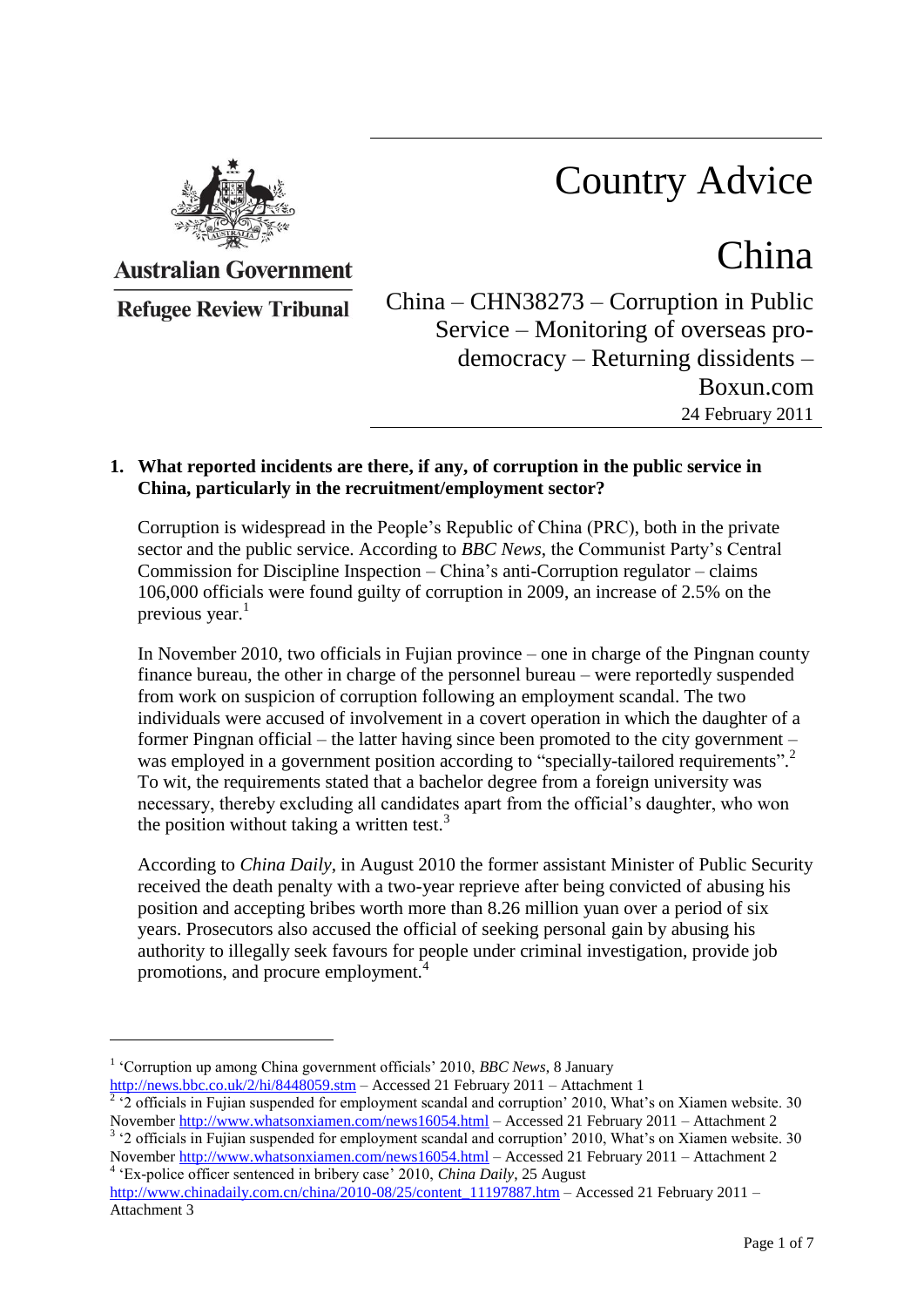Australian Government

Refugee Review Tribunal

# Country Advice

# China

## China – CHN38273 – Corruption in Public Service – Monitoring of overseas pro-democracy – Returning dissidents – Boxun.com

24 February 2011

**1. What reported incidents are there, if any, of corruption in the public service in China, particularly in the recruitment/employment sector?**

Corruption is widespread in the People's Republic of China (PRC), both in the private sector and the public service. According to *BBC News*, the Communist Party's Central Commission for Discipline Inspection – China's anti-Corruption regulator – claims 106,000 officials were found guilty of corruption in 2009, an increase of 2.5% on the previous year.[1]

In November 2010, two officials in Fujian province – one in charge of the Pingnan county finance bureau, the other in charge of the personnel bureau – were reportedly suspended from work on suspicion of corruption following an employment scandal. The two individuals were accused of involvement in a covert operation in which the daughter of a former Pingnan official – the latter having since been promoted to the city government – was employed in a government position according to "specially-tailored requirements".[2] To wit, the requirements stated that a bachelor degree from a foreign university was necessary, thereby excluding all candidates apart from the official's daughter, who won the position without taking a written test.[3]

According to *China Daily*, in August 2010 the former assistant Minister of Public Security received the death penalty with a two-year reprieve after being convicted of abusing his position and accepting bribes worth more than 8.26 million yuan over a period of six years. Prosecutors also accused the official of seeking personal gain by abusing his authority to illegally seek favours for people under criminal investigation, provide job promotions, and procure employment.[4]

---

[1] 'Corruption up among China government officials' 2010, *BBC News*, 8 January http://news.bbc.co.uk/2/hi/8448059.stm – Accessed 21 February 2011 – Attachment 1

[2] '2 officials in Fujian suspended for employment scandal and corruption' 2010, What's on Xiamen website. 30 November http://www.whatsonxiamen.com/news16054.html – Accessed 21 February 2011 – Attachment 2

[3] '2 officials in Fujian suspended for employment scandal and corruption' 2010, What's on Xiamen website. 30 November http://www.whatsonxiamen.com/news16054.html – Accessed 21 February 2011 – Attachment 2

[4] 'Ex-police officer sentenced in bribery case' 2010, *China Daily*, 25 August http://www.chinadaily.com.cn/china/2010-08/25/content_11197887.htm – Accessed 21 February 2011 – Attachment 3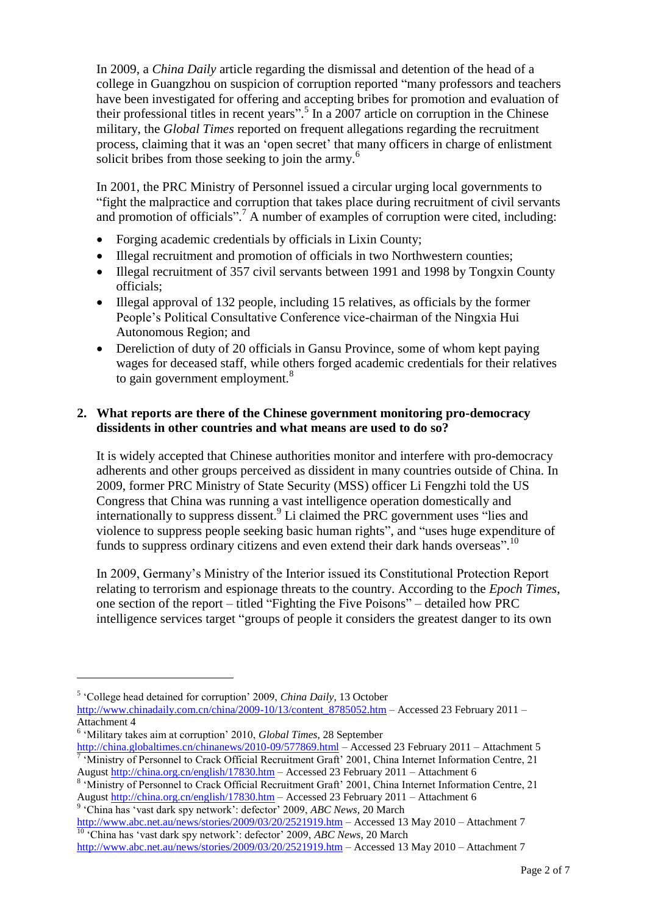In 2009, a *China Daily* article regarding the dismissal and detention of the head of a college in Guangzhou on suspicion of corruption reported "many professors and teachers have been investigated for offering and accepting bribes for promotion and evaluation of their professional titles in recent years".[5] In a 2007 article on corruption in the Chinese military, the *Global Times* reported on frequent allegations regarding the recruitment process, claiming that it was an 'open secret' that many officers in charge of enlistment solicit bribes from those seeking to join the army.[6]

In 2001, the PRC Ministry of Personnel issued a circular urging local governments to "fight the malpractice and corruption that takes place during recruitment of civil servants and promotion of officials".[7] A number of examples of corruption were cited, including:

- Forging academic credentials by officials in Lixin County;
- Illegal recruitment and promotion of officials in two Northwestern counties;
- Illegal recruitment of 357 civil servants between 1991 and 1998 by Tongxin County officials;
- Illegal approval of 132 people, including 15 relatives, as officials by the former People's Political Consultative Conference vice-chairman of the Ningxia Hui Autonomous Region; and
- Dereliction of duty of 20 officials in Gansu Province, some of whom kept paying wages for deceased staff, while others forged academic credentials for their relatives to gain government employment.[8]

**2. What reports are there of the Chinese government monitoring pro-democracy dissidents in other countries and what means are used to do so?**

It is widely accepted that Chinese authorities monitor and interfere with pro-democracy adherents and other groups perceived as dissident in many countries outside of China. In 2009, former PRC Ministry of State Security (MSS) officer Li Fengzhi told the US Congress that China was running a vast intelligence operation domestically and internationally to suppress dissent.[9] Li claimed the PRC government uses "lies and violence to suppress people seeking basic human rights", and "uses huge expenditure of funds to suppress ordinary citizens and even extend their dark hands overseas".[10]

In 2009, Germany's Ministry of the Interior issued its Constitutional Protection Report relating to terrorism and espionage threats to the country. According to the *Epoch Times*, one section of the report – titled "Fighting the Five Poisons" – detailed how PRC intelligence services target "groups of people it considers the greatest danger to its own

---

[5] 'College head detained for corruption' 2009, *China Daily*, 13 October http://www.chinadaily.com.cn/china/2009-10/13/content_8785052.htm – Accessed 23 February 2011 – Attachment 4

[6] 'Military takes aim at corruption' 2010, *Global Times*, 28 September http://china.globaltimes.cn/chinanews/2010-09/577869.html – Accessed 23 February 2011 – Attachment 5

[7] 'Ministry of Personnel to Crack Official Recruitment Graft' 2001, China Internet Information Centre, 21 August http://china.org.cn/english/17830.htm – Accessed 23 February 2011 – Attachment 6

[8] 'Ministry of Personnel to Crack Official Recruitment Graft' 2001, China Internet Information Centre, 21 August http://china.org.cn/english/17830.htm – Accessed 23 February 2011 – Attachment 6

[9] 'China has 'vast dark spy network': defector' 2009, *ABC News*, 20 March http://www.abc.net.au/news/stories/2009/03/20/2521919.htm – Accessed 13 May 2010 – Attachment 7

[10] 'China has 'vast dark spy network': defector' 2009, *ABC News*, 20 March http://www.abc.net.au/news/stories/2009/03/20/2521919.htm – Accessed 13 May 2010 – Attachment 7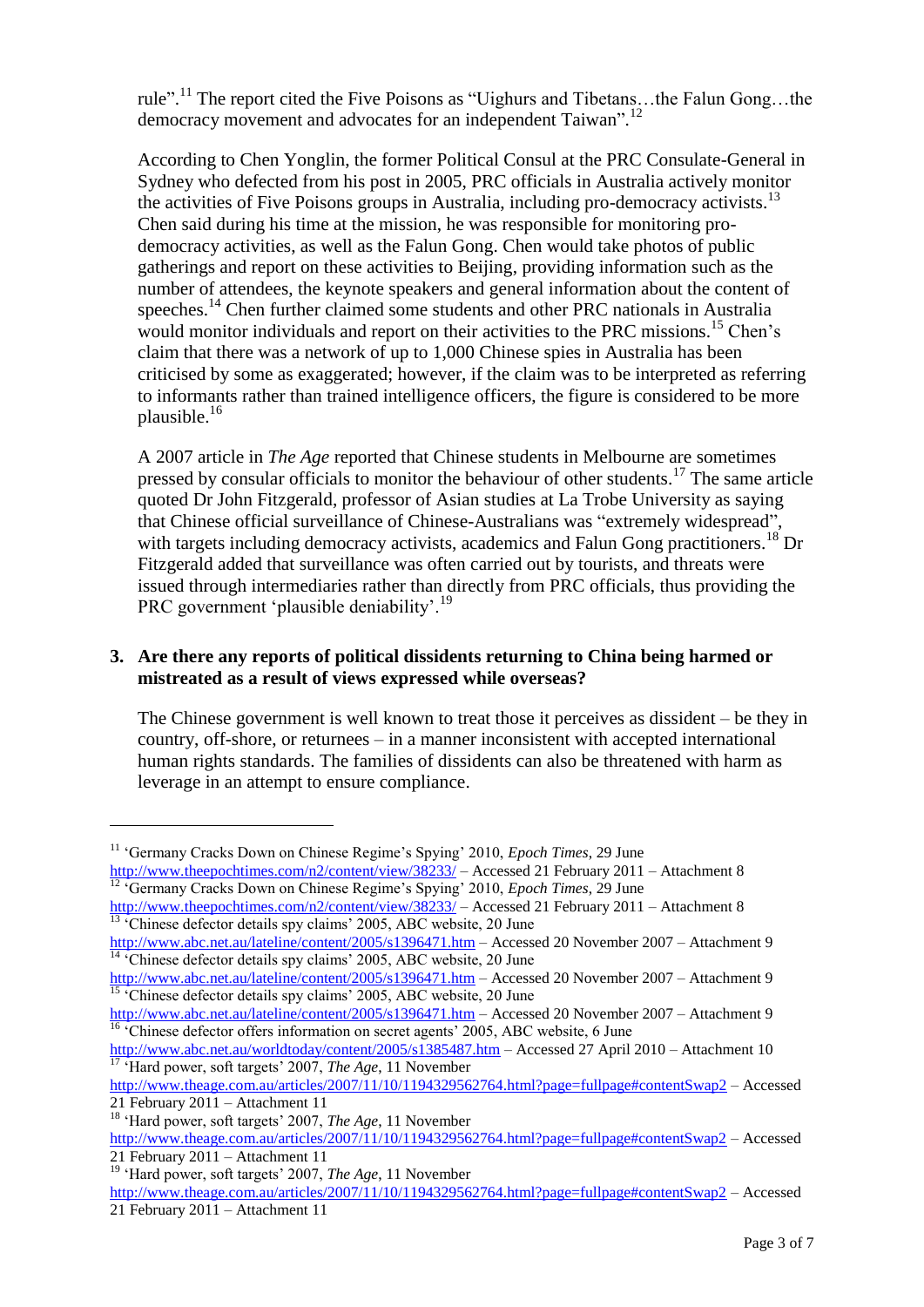rule".[11] The report cited the Five Poisons as "Uighurs and Tibetans…the Falun Gong…the democracy movement and advocates for an independent Taiwan".[12]

According to Chen Yonglin, the former Political Consul at the PRC Consulate-General in Sydney who defected from his post in 2005, PRC officials in Australia actively monitor the activities of Five Poisons groups in Australia, including pro-democracy activists.[13] Chen said during his time at the mission, he was responsible for monitoring pro-democracy activities, as well as the Falun Gong. Chen would take photos of public gatherings and report on these activities to Beijing, providing information such as the number of attendees, the keynote speakers and general information about the content of speeches.[14] Chen further claimed some students and other PRC nationals in Australia would monitor individuals and report on their activities to the PRC missions.[15] Chen's claim that there was a network of up to 1,000 Chinese spies in Australia has been criticised by some as exaggerated; however, if the claim was to be interpreted as referring to informants rather than trained intelligence officers, the figure is considered to be more plausible.[16]

A 2007 article in *The Age* reported that Chinese students in Melbourne are sometimes pressed by consular officials to monitor the behaviour of other students.[17] The same article quoted Dr John Fitzgerald, professor of Asian studies at La Trobe University as saying that Chinese official surveillance of Chinese-Australians was "extremely widespread", with targets including democracy activists, academics and Falun Gong practitioners.[18] Dr Fitzgerald added that surveillance was often carried out by tourists, and threats were issued through intermediaries rather than directly from PRC officials, thus providing the PRC government 'plausible deniability'.[19]

**3. Are there any reports of political dissidents returning to China being harmed or mistreated as a result of views expressed while overseas?**

The Chinese government is well known to treat those it perceives as dissident – be they in country, off-shore, or returnees – in a manner inconsistent with accepted international human rights standards. The families of dissidents can also be threatened with harm as leverage in an attempt to ensure compliance.

---

[11] 'Germany Cracks Down on Chinese Regime's Spying' 2010, *Epoch Times*, 29 June http://www.theepochtimes.com/n2/content/view/38233/ – Accessed 21 February 2011 – Attachment 8

[12] 'Germany Cracks Down on Chinese Regime's Spying' 2010, *Epoch Times*, 29 June http://www.theepochtimes.com/n2/content/view/38233/ – Accessed 21 February 2011 – Attachment 8

[13] 'Chinese defector details spy claims' 2005, ABC website, 20 June http://www.abc.net.au/lateline/content/2005/s1396471.htm – Accessed 20 November 2007 – Attachment 9

[14] 'Chinese defector details spy claims' 2005, ABC website, 20 June http://www.abc.net.au/lateline/content/2005/s1396471.htm – Accessed 20 November 2007 – Attachment 9

[15] 'Chinese defector details spy claims' 2005, ABC website, 20 June http://www.abc.net.au/lateline/content/2005/s1396471.htm – Accessed 20 November 2007 – Attachment 9

[16] 'Chinese defector offers information on secret agents' 2005, ABC website, 6 June http://www.abc.net.au/worldtoday/content/2005/s1385487.htm – Accessed 27 April 2010 – Attachment 10

[17] 'Hard power, soft targets' 2007, *The Age*, 11 November http://www.theage.com.au/articles/2007/11/10/1194329562764.html?page=fullpage#contentSwap2 – Accessed 21 February 2011 – Attachment 11

[18] 'Hard power, soft targets' 2007, *The Age*, 11 November http://www.theage.com.au/articles/2007/11/10/1194329562764.html?page=fullpage#contentSwap2 – Accessed 21 February 2011 – Attachment 11

[19] 'Hard power, soft targets' 2007, *The Age*, 11 November http://www.theage.com.au/articles/2007/11/10/1194329562764.html?page=fullpage#contentSwap2 – Accessed 21 February 2011 – Attachment 11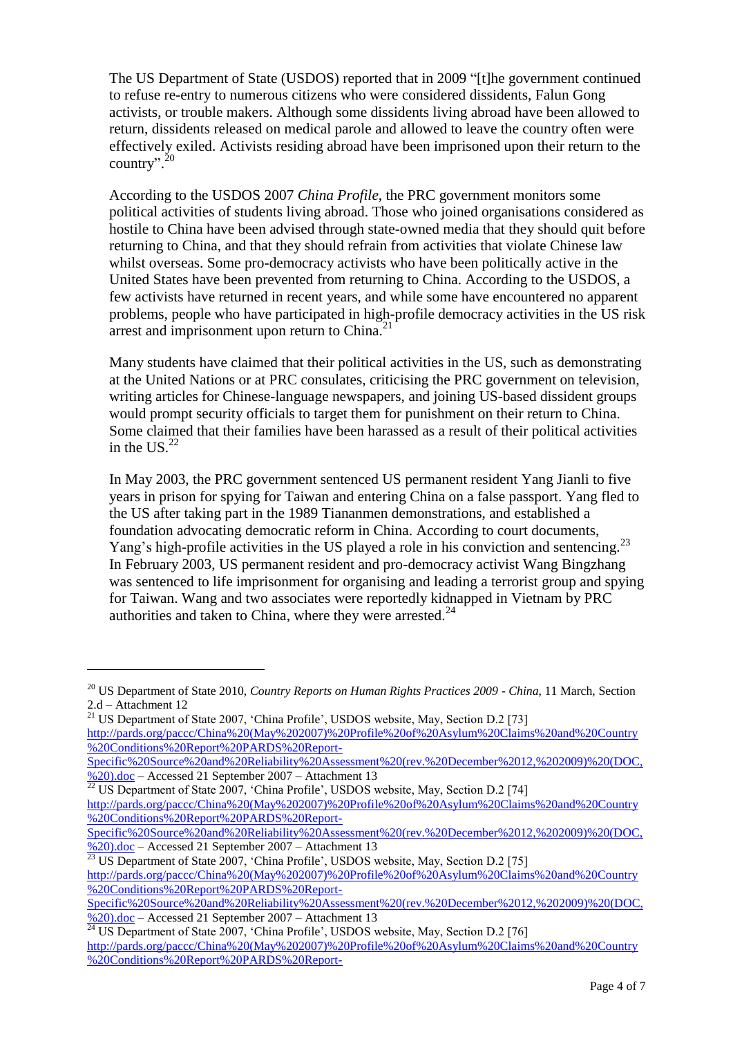The US Department of State (USDOS) reported that in 2009 "[t]he government continued to refuse re-entry to numerous citizens who were considered dissidents, Falun Gong activists, or trouble makers. Although some dissidents living abroad have been allowed to return, dissidents released on medical parole and allowed to leave the country often were effectively exiled. Activists residing abroad have been imprisoned upon their return to the country".[20]

According to the USDOS 2007 *China Profile*, the PRC government monitors some political activities of students living abroad. Those who joined organisations considered as hostile to China have been advised through state-owned media that they should quit before returning to China, and that they should refrain from activities that violate Chinese law whilst overseas. Some pro-democracy activists who have been politically active in the United States have been prevented from returning to China. According to the USDOS, a few activists have returned in recent years, and while some have encountered no apparent problems, people who have participated in high-profile democracy activities in the US risk arrest and imprisonment upon return to China.[21]

Many students have claimed that their political activities in the US, such as demonstrating at the United Nations or at PRC consulates, criticising the PRC government on television, writing articles for Chinese-language newspapers, and joining US-based dissident groups would prompt security officials to target them for punishment on their return to China. Some claimed that their families have been harassed as a result of their political activities in the US.[22]

In May 2003, the PRC government sentenced US permanent resident Yang Jianli to five years in prison for spying for Taiwan and entering China on a false passport. Yang fled to the US after taking part in the 1989 Tiananmen demonstrations, and established a foundation advocating democratic reform in China. According to court documents, Yang's high-profile activities in the US played a role in his conviction and sentencing.[23] In February 2003, US permanent resident and pro-democracy activist Wang Bingzhang was sentenced to life imprisonment for organising and leading a terrorist group and spying for Taiwan. Wang and two associates were reportedly kidnapped in Vietnam by PRC authorities and taken to China, where they were arrested.[24]

---

[20] US Department of State 2010, *Country Reports on Human Rights Practices 2009 - China*, 11 March, Section 2.d – Attachment 12

[21] US Department of State 2007, 'China Profile', USDOS website, May, Section D.2 [73] http://pards.org/paccc/China%20(May%202007)%20Profile%20of%20Asylum%20Claims%20and%20Country%20Conditions%20Report%20PARDS%20Report-Specific%20Source%20and%20Reliability%20Assessment%20(rev.%20December%2012,%202009)%20(DOC,%20).doc – Accessed 21 September 2007 – Attachment 13

[22] US Department of State 2007, 'China Profile', USDOS website, May, Section D.2 [74] http://pards.org/paccc/China%20(May%202007)%20Profile%20of%20Asylum%20Claims%20and%20Country%20Conditions%20Report%20PARDS%20Report-Specific%20Source%20and%20Reliability%20Assessment%20(rev.%20December%2012,%202009)%20(DOC,%20).doc – Accessed 21 September 2007 – Attachment 13

[23] US Department of State 2007, 'China Profile', USDOS website, May, Section D.2 [75] http://pards.org/paccc/China%20(May%202007)%20Profile%20of%20Asylum%20Claims%20and%20Country%20Conditions%20Report%20PARDS%20Report-Specific%20Source%20and%20Reliability%20Assessment%20(rev.%20December%2012,%202009)%20(DOC,%20).doc – Accessed 21 September 2007 – Attachment 13

[24] US Department of State 2007, 'China Profile', USDOS website, May, Section D.2 [76] http://pards.org/paccc/China%20(May%202007)%20Profile%20of%20Asylum%20Claims%20and%20Country%20Conditions%20Report%20PARDS%20Report-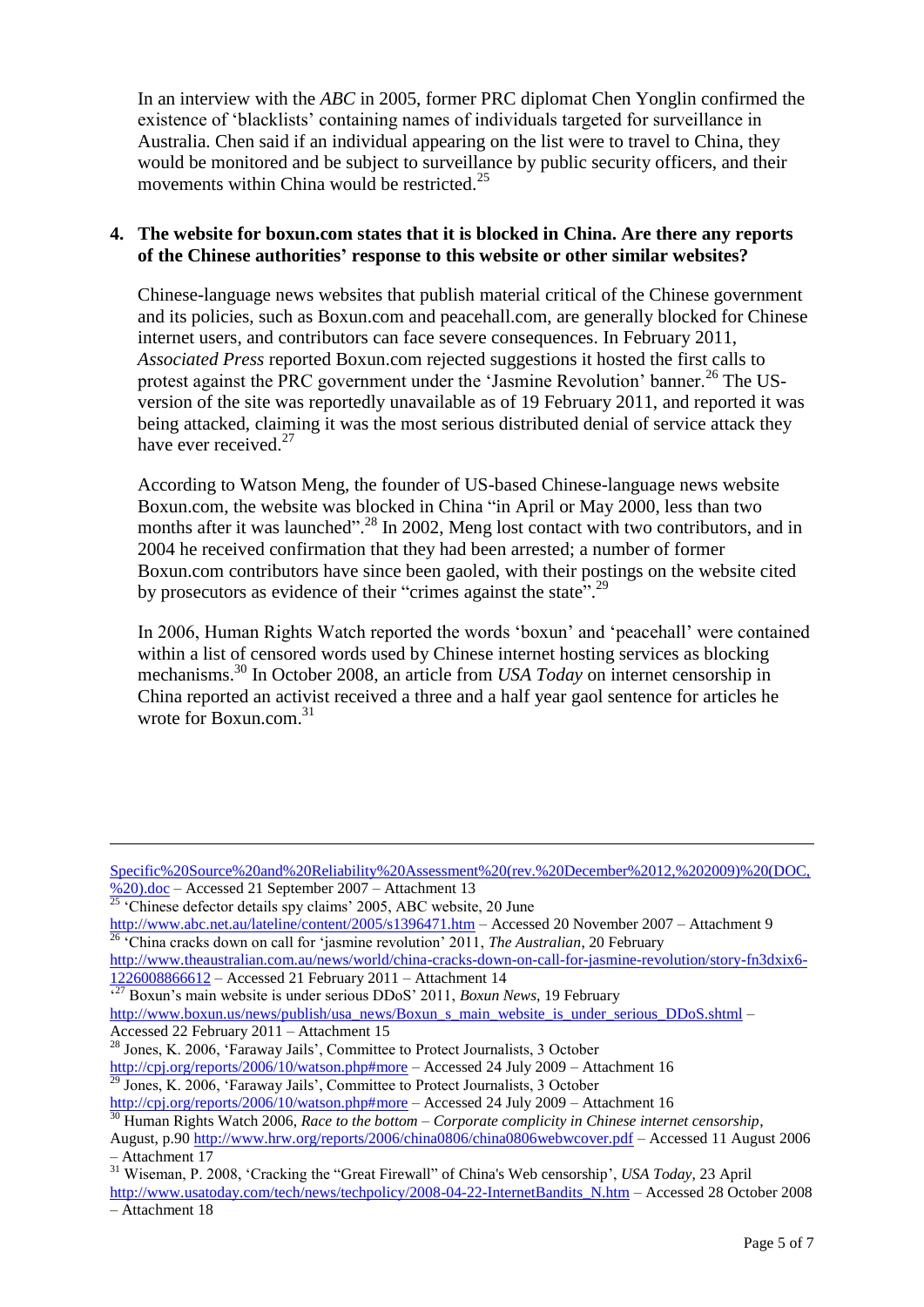In an interview with the *ABC* in 2005, former PRC diplomat Chen Yonglin confirmed the existence of 'blacklists' containing names of individuals targeted for surveillance in Australia. Chen said if an individual appearing on the list were to travel to China, they would be monitored and be subject to surveillance by public security officers, and their movements within China would be restricted.[25]

**4. The website for boxun.com states that it is blocked in China. Are there any reports of the Chinese authorities' response to this website or other similar websites?**

Chinese-language news websites that publish material critical of the Chinese government and its policies, such as Boxun.com and peacehall.com, are generally blocked for Chinese internet users, and contributors can face severe consequences. In February 2011, *Associated Press* reported Boxun.com rejected suggestions it hosted the first calls to protest against the PRC government under the 'Jasmine Revolution' banner.[26] The US-version of the site was reportedly unavailable as of 19 February 2011, and reported it was being attacked, claiming it was the most serious distributed denial of service attack they have ever received.[27]

According to Watson Meng, the founder of US-based Chinese-language news website Boxun.com, the website was blocked in China "in April or May 2000, less than two months after it was launched".[28] In 2002, Meng lost contact with two contributors, and in 2004 he received confirmation that they had been arrested; a number of former Boxun.com contributors have since been gaoled, with their postings on the website cited by prosecutors as evidence of their "crimes against the state".[29]

In 2006, Human Rights Watch reported the words 'boxun' and 'peacehall' were contained within a list of censored words used by Chinese internet hosting services as blocking mechanisms.[30] In October 2008, an article from *USA Today* on internet censorship in China reported an activist received a three and a half year gaol sentence for articles he wrote for Boxun.com.[31]

---

Specific%20Source%20and%20Reliability%20Assessment%20(rev.%20December%2012,%202009)%20(DOC,%20).doc – Accessed 21 September 2007 – Attachment 13

[25] 'Chinese defector details spy claims' 2005, ABC website, 20 June http://www.abc.net.au/lateline/content/2005/s1396471.htm – Accessed 20 November 2007 – Attachment 9

[26] 'China cracks down on call for 'jasmine revolution' 2011, *The Australian*, 20 February http://www.theaustralian.com.au/news/world/china-cracks-down-on-call-for-jasmine-revolution/story-fn3dxix6-1226008866612 – Accessed 21 February 2011 – Attachment 14

[27] 'Boxun's main website is under serious DDoS' 2011, *Boxun News*, 19 February http://www.boxun.us/news/publish/usa_news/Boxun_s_main_website_is_under_serious_DDoS.shtml – Accessed 22 February 2011 – Attachment 15

[28] Jones, K. 2006, 'Faraway Jails', Committee to Protect Journalists, 3 October http://cpj.org/reports/2006/10/watson.php#more – Accessed 24 July 2009 – Attachment 16

[29] Jones, K. 2006, 'Faraway Jails', Committee to Protect Journalists, 3 October http://cpj.org/reports/2006/10/watson.php#more – Accessed 24 July 2009 – Attachment 16

[30] Human Rights Watch 2006, *Race to the bottom – Corporate complicity in Chinese internet censorship*, August, p.90 http://www.hrw.org/reports/2006/china0806/china0806webwcover.pdf – Accessed 11 August 2006 – Attachment 17

[31] Wiseman, P. 2008, 'Cracking the "Great Firewall" of China's Web censorship', *USA Today*, 23 April http://www.usatoday.com/tech/news/techpolicy/2008-04-22-InternetBandits_N.htm – Accessed 28 October 2008 – Attachment 18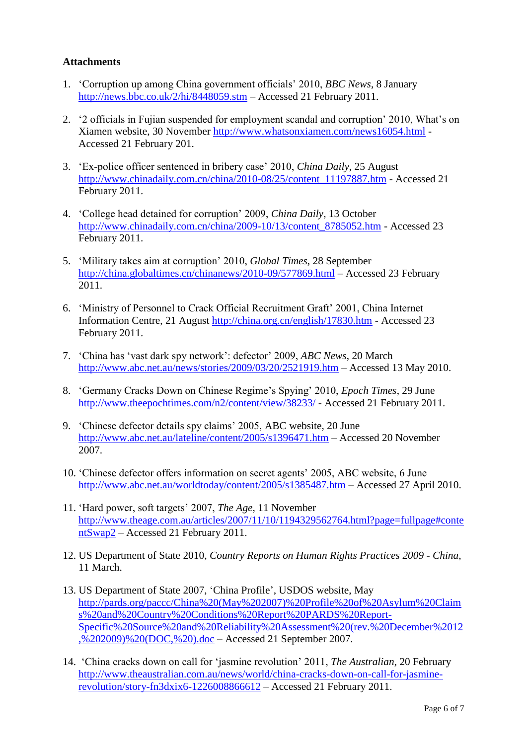**Attachments**

1. 'Corruption up among China government officials' 2010, *BBC News*, 8 January http://news.bbc.co.uk/2/hi/8448059.stm – Accessed 21 February 2011.

2. '2 officials in Fujian suspended for employment scandal and corruption' 2010, What's on Xiamen website, 30 November http://www.whatsonxiamen.com/news16054.html - Accessed 21 February 201.

3. 'Ex-police officer sentenced in bribery case' 2010, *China Daily*, 25 August http://www.chinadaily.com.cn/china/2010-08/25/content_11197887.htm - Accessed 21 February 2011.

4. 'College head detained for corruption' 2009, *China Daily*, 13 October http://www.chinadaily.com.cn/china/2009-10/13/content_8785052.htm - Accessed 23 February 2011.

5. 'Military takes aim at corruption' 2010, *Global Times*, 28 September http://china.globaltimes.cn/chinanews/2010-09/577869.html – Accessed 23 February 2011.

6. 'Ministry of Personnel to Crack Official Recruitment Graft' 2001, China Internet Information Centre, 21 August http://china.org.cn/english/17830.htm - Accessed 23 February 2011.

7. 'China has 'vast dark spy network': defector' 2009, *ABC News*, 20 March http://www.abc.net.au/news/stories/2009/03/20/2521919.htm – Accessed 13 May 2010.

8. 'Germany Cracks Down on Chinese Regime's Spying' 2010, *Epoch Times*, 29 June http://www.theepochtimes.com/n2/content/view/38233/ - Accessed 21 February 2011.

9. 'Chinese defector details spy claims' 2005, ABC website, 20 June http://www.abc.net.au/lateline/content/2005/s1396471.htm – Accessed 20 November 2007.

10. 'Chinese defector offers information on secret agents' 2005, ABC website, 6 June http://www.abc.net.au/worldtoday/content/2005/s1385487.htm – Accessed 27 April 2010.

11. 'Hard power, soft targets' 2007, *The Age*, 11 November http://www.theage.com.au/articles/2007/11/10/1194329562764.html?page=fullpage#contentSwap2 – Accessed 21 February 2011.

12. US Department of State 2010, *Country Reports on Human Rights Practices 2009 - China*, 11 March.

13. US Department of State 2007, 'China Profile', USDOS website, May http://pards.org/paccc/China%20(May%202007)%20Profile%20of%20Asylum%20Claims%20and%20Country%20Conditions%20Report%20PARDS%20Report-Specific%20Source%20and%20Reliability%20Assessment%20(rev.%20December%2012,%202009)%20(DOC,%20).doc – Accessed 21 September 2007.

14. 'China cracks down on call for 'jasmine revolution' 2011, *The Australian*, 20 February http://www.theaustralian.com.au/news/world/china-cracks-down-on-call-for-jasmine-revolution/story-fn3dxix6-1226008866612 – Accessed 21 February 2011.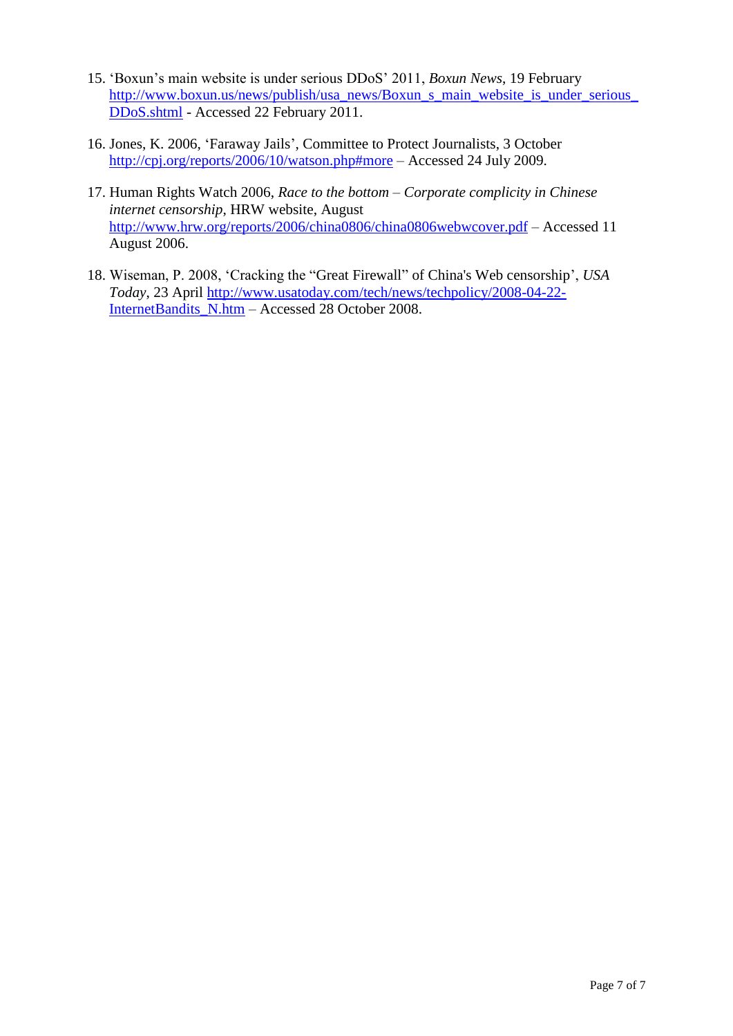15. 'Boxun's main website is under serious DDoS' 2011, *Boxun News*, 19 February http://www.boxun.us/news/publish/usa_news/Boxun_s_main_website_is_under_serious_DDoS.shtml - Accessed 22 February 2011.

16. Jones, K. 2006, 'Faraway Jails', Committee to Protect Journalists, 3 October http://cpj.org/reports/2006/10/watson.php#more – Accessed 24 July 2009.

17. Human Rights Watch 2006, *Race to the bottom – Corporate complicity in Chinese internet censorship*, HRW website, August http://www.hrw.org/reports/2006/china0806/china0806webwcover.pdf – Accessed 11 August 2006.

18. Wiseman, P. 2008, 'Cracking the "Great Firewall" of China's Web censorship', *USA Today*, 23 April http://www.usatoday.com/tech/news/techpolicy/2008-04-22-InternetBandits_N.htm – Accessed 28 October 2008.